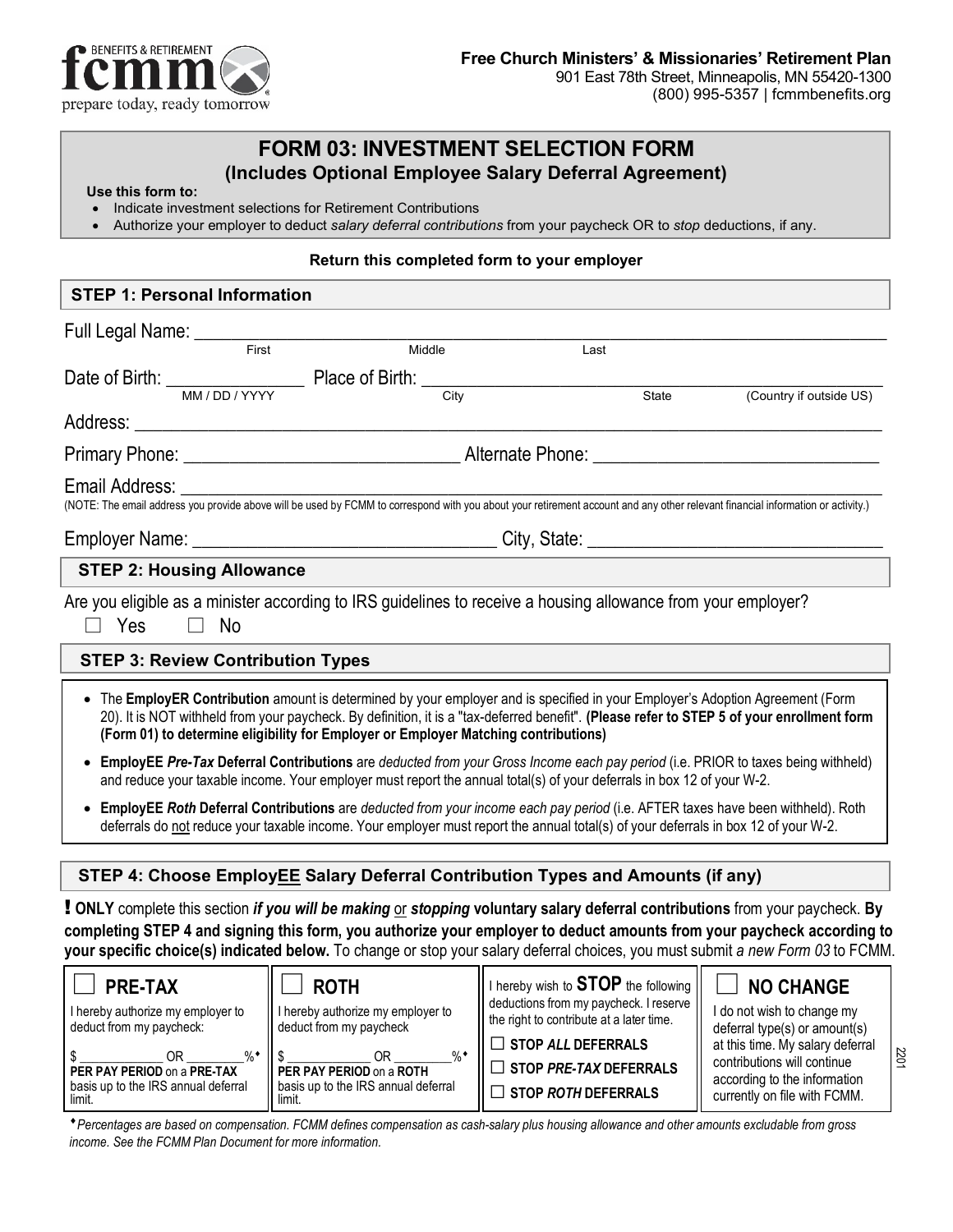fcmm BENEFITS & RETIREMENT
prepare today, ready tomorrow

**Free Church Ministers' & Missionaries' Retirement Plan**
901 East 78th Street, Minneapolis, MN 55420-1300
(800) 995-5357 | fcmmbenefits.org

# FORM 03: INVESTMENT SELECTION FORM

## (Includes Optional Employee Salary Deferral Agreement)

**Use this form to:**

- Indicate investment selections for Retirement Contributions
- Authorize your employer to deduct *salary deferral contributions* from your paycheck OR to *stop* deductions, if any.

**Return this completed form to your employer**

### STEP 1: Personal Information

Full Legal Name: ______________________________________________
First / Middle / Last

Date of Birth: _______________ Place of Birth: ______________________________
MM / DD / YYYY / City / State / (Country if outside US)

Address: ______________________________________________

Primary Phone: ______________________ Alternate Phone: ______________________

Email Address: ______________________________________________
(NOTE: The email address you provide above will be used by FCMM to correspond with you about your retirement account and any other relevant financial information or activity.)

Employer Name: ______________________ City, State: ______________________

### STEP 2: Housing Allowance

Are you eligible as a minister according to IRS guidelines to receive a housing allowance from your employer?

☐ Yes ☐ No

### STEP 3: Review Contribution Types

- The **EmployER Contribution** amount is determined by your employer and is specified in your Employer's Adoption Agreement (Form 20). It is NOT withheld from your paycheck. By definition, it is a "tax-deferred benefit". **(Please refer to STEP 5 of your enrollment form (Form 01) to determine eligibility for Employer or Employer Matching contributions)**
- **EmployEE *Pre-Tax* Deferral Contributions** are *deducted from your Gross Income each pay period* (i.e. PRIOR to taxes being withheld) and reduce your taxable income. Your employer must report the annual total(s) of your deferrals in box 12 of your W-2.
- **EmployEE *Roth* Deferral Contributions** are *deducted from your income each pay period* (i.e. AFTER taxes have been withheld). Roth deferrals do not reduce your taxable income. Your employer must report the annual total(s) of your deferrals in box 12 of your W-2.

### STEP 4: Choose EmployEE Salary Deferral Contribution Types and Amounts (if any)

**! ONLY** complete this section ***if you will be making*** or ***stopping*** **voluntary salary deferral contributions** from your paycheck. **By completing STEP 4 and signing this form, you authorize your employer to deduct amounts from your paycheck according to your specific choice(s) indicated below.** To change or stop your salary deferral choices, you must submit *a new Form 03* to FCMM.

| ☐ **PRE-TAX** | ☐ **ROTH** | I hereby wish to **STOP** the following deductions from my paycheck. I reserve the right to contribute at a later time. | ☐ **NO CHANGE** |
|---|---|---|---|
| I hereby authorize my employer to deduct from my paycheck: $ ________ OR ______%♦ **PER PAY PERIOD** on a **PRE-TAX** basis up to the IRS annual deferral limit. | I hereby authorize my employer to deduct from my paycheck $ ________ OR ______%♦ **PER PAY PERIOD** on a **ROTH** basis up to the IRS annual deferral limit. | ☐ **STOP *ALL* DEFERRALS** ☐ **STOP *PRE-TAX* DEFERRALS** ☐ **STOP *ROTH* DEFERRALS** | I do not wish to change my deferral type(s) or amount(s) at this time. My salary deferral contributions will continue according to the information currently on file with FCMM. |

♦*Percentages are based on compensation. FCMM defines compensation as cash-salary plus housing allowance and other amounts excludable from gross income. See the FCMM Plan Document for more information.*

2201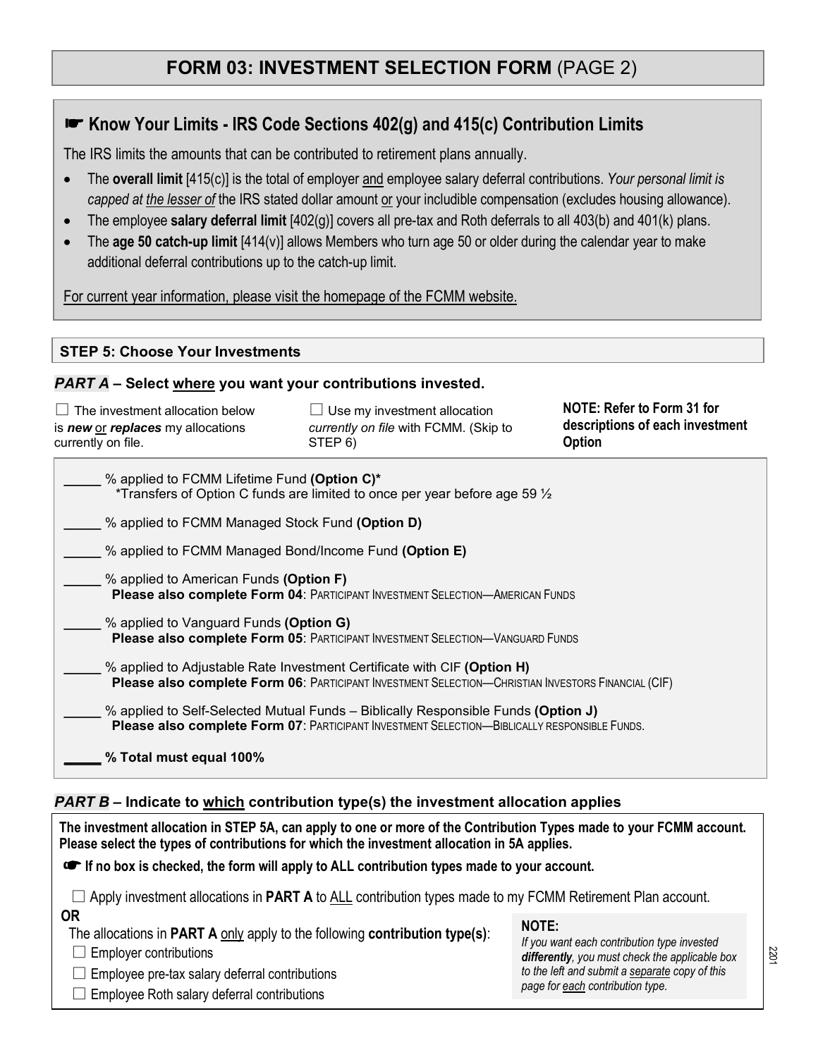# FORM 03: INVESTMENT SELECTION FORM (PAGE 2)

## ☛ Know Your Limits - IRS Code Sections 402(g) and 415(c) Contribution Limits

The IRS limits the amounts that can be contributed to retirement plans annually.

- The **overall limit** [415(c)] is the total of employer and employee salary deferral contributions. *Your personal limit is capped at the lesser of* the IRS stated dollar amount or your includible compensation (excludes housing allowance).
- The employee **salary deferral limit** [402(g)] covers all pre-tax and Roth deferrals to all 403(b) and 401(k) plans.
- The **age 50 catch-up limit** [414(v)] allows Members who turn age 50 or older during the calendar year to make additional deferral contributions up to the catch-up limit.

For current year information, please visit the homepage of the FCMM website.

### STEP 5: Choose Your Investments

***PART A*** **– Select where you want your contributions invested.**

☐ The investment allocation below is ***new*** or ***replaces*** my allocations currently on file.

☐ Use my investment allocation *currently on file* with FCMM. (Skip to STEP 6)

**NOTE: Refer to Form 31 for descriptions of each investment Option**

_____ % applied to FCMM Lifetime Fund **(Option C)***
*Transfers of Option C funds are limited to once per year before age 59 ½

_____ % applied to FCMM Managed Stock Fund **(Option D)**

_____ % applied to FCMM Managed Bond/Income Fund **(Option E)**

_____ % applied to American Funds **(Option F)**
**Please also complete Form 04**: PARTICIPANT INVESTMENT SELECTION—AMERICAN FUNDS

_____ % applied to Vanguard Funds **(Option G)**
**Please also complete Form 05**: PARTICIPANT INVESTMENT SELECTION—VANGUARD FUNDS

_____ % applied to Adjustable Rate Investment Certificate with CIF **(Option H)**
**Please also complete Form 06**: PARTICIPANT INVESTMENT SELECTION—CHRISTIAN INVESTORS FINANCIAL (CIF)

_____ % applied to Self-Selected Mutual Funds – Biblically Responsible Funds **(Option J)**
**Please also complete Form 07**: PARTICIPANT INVESTMENT SELECTION—BIBLICALLY RESPONSIBLE FUNDS.

**_____ % Total must equal 100%**

***PART B*** **– Indicate to which contribution type(s) the investment allocation applies**

**The investment allocation in STEP 5A, can apply to one or more of the Contribution Types made to your FCMM account. Please select the types of contributions for which the investment allocation in 5A applies.**

**☛ If no box is checked, the form will apply to ALL contribution types made to your account.**

☐ Apply investment allocations in **PART A** to ALL contribution types made to my FCMM Retirement Plan account.

**OR**

The allocations in **PART A** only apply to the following **contribution type(s)**:

☐ Employer contributions

☐ Employee pre-tax salary deferral contributions

☐ Employee Roth salary deferral contributions

**NOTE:**
*If you want each contribution type invested **differently**, you must check the applicable box to the left and submit a separate copy of this page for each contribution type.*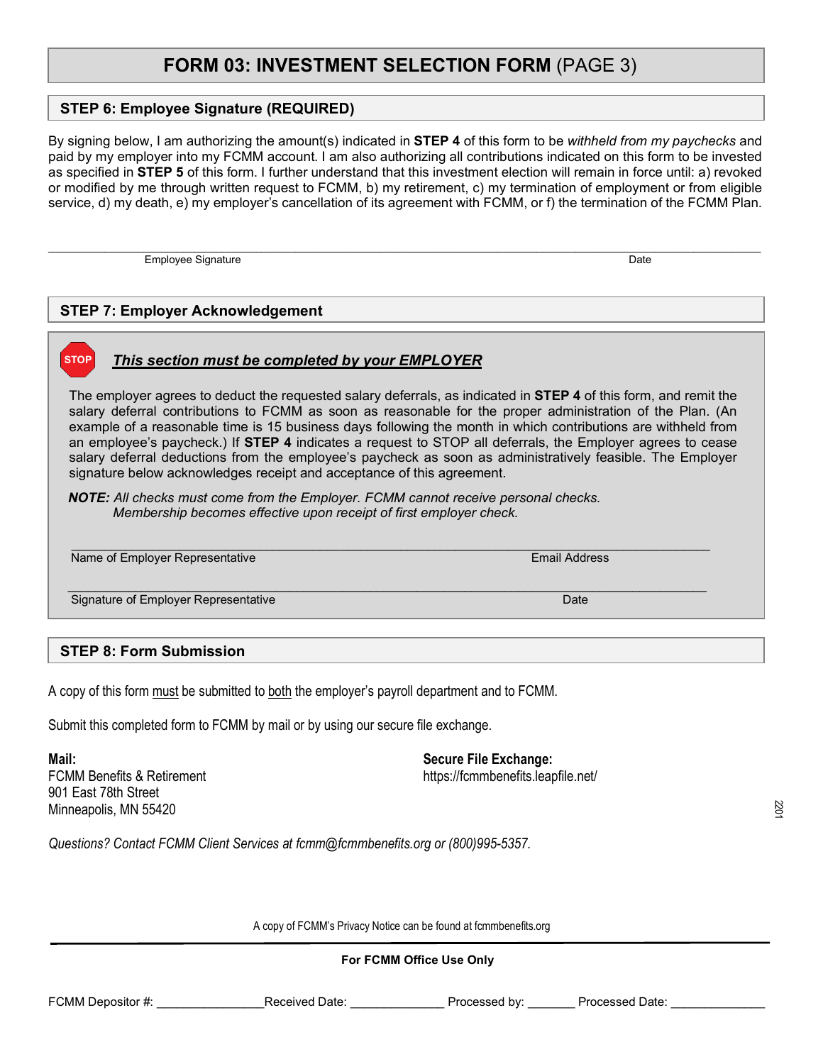# FORM 03: INVESTMENT SELECTION FORM (PAGE 3)

## STEP 6: Employee Signature (REQUIRED)

By signing below, I am authorizing the amount(s) indicated in **STEP 4** of this form to be *withheld from my paychecks* and paid by my employer into my FCMM account. I am also authorizing all contributions indicated on this form to be invested as specified in **STEP 5** of this form. I further understand that this investment election will remain in force until: a) revoked or modified by me through written request to FCMM, b) my retirement, c) my termination of employment or from eligible service, d) my death, e) my employer's cancellation of its agreement with FCMM, or f) the termination of the FCMM Plan.

______________________________________________________________________________

Employee Signature                                                                                                    Date

## STEP 7: Employer Acknowledgement

STOP ***This section must be completed by your EMPLOYER***

The employer agrees to deduct the requested salary deferrals, as indicated in **STEP 4** of this form, and remit the salary deferral contributions to FCMM as soon as reasonable for the proper administration of the Plan. (An example of a reasonable time is 15 business days following the month in which contributions are withheld from an employee's paycheck.) If **STEP 4** indicates a request to STOP all deferrals, the Employer agrees to cease salary deferral deductions from the employee's paycheck as soon as administratively feasible. The Employer signature below acknowledges receipt and acceptance of this agreement.

***NOTE:*** *All checks must come from the Employer. FCMM cannot receive personal checks. Membership becomes effective upon receipt of first employer check.*

______________________________________________________________________________

Name of Employer Representative                                                                   Email Address

______________________________________________________________________________

Signature of Employer Representative                                                                  Date

## STEP 8: Form Submission

A copy of this form must be submitted to both the employer's payroll department and to FCMM.

Submit this completed form to FCMM by mail or by using our secure file exchange.

**Mail:**
FCMM Benefits & Retirement
901 East 78th Street
Minneapolis, MN 55420

**Secure File Exchange:**
https://fcmmbenefits.leapfile.net/

*Questions? Contact FCMM Client Services at fcmm@fcmmbenefits.org or (800)995-5357.*

A copy of FCMM's Privacy Notice can be found at fcmmbenefits.org

2201

**For FCMM Office Use Only**

FCMM Depositor #: _______________ Received Date: _____________ Processed by: _______ Processed Date: _____________